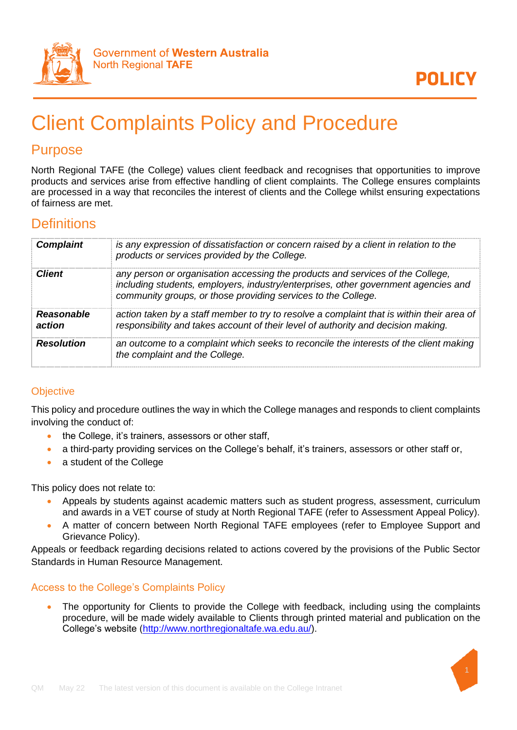# Client Complaints Policy and Procedure

## Purpose

North Regional TAFE (the College) values client feedback and recognises that opportunities to improve products and services arise from effective handling of client complaints. The College ensures complaints are processed in a way that reconciles the interest of clients and the College whilst ensuring expectations of fairness are met.

## Definitions

| | |
|---|---|
| ***Complaint*** | *is any expression of dissatisfaction or concern raised by a client in relation to the products or services provided by the College.* |
| ***Client*** | *any person or organisation accessing the products and services of the College, including students, employers, industry/enterprises, other government agencies and community groups, or those providing services to the College.* |
| ***Reasonable action*** | *action taken by a staff member to try to resolve a complaint that is within their area of responsibility and takes account of their level of authority and decision making.* |
| ***Resolution*** | *an outcome to a complaint which seeks to reconcile the interests of the client making the complaint and the College.* |

### Objective

This policy and procedure outlines the way in which the College manages and responds to client complaints involving the conduct of:

- the College, it's trainers, assessors or other staff,
- a third-party providing services on the College's behalf, it's trainers, assessors or other staff or,
- a student of the College

This policy does not relate to:

- Appeals by students against academic matters such as student progress, assessment, curriculum and awards in a VET course of study at North Regional TAFE (refer to Assessment Appeal Policy).
- A matter of concern between North Regional TAFE employees (refer to Employee Support and Grievance Policy).

Appeals or feedback regarding decisions related to actions covered by the provisions of the Public Sector Standards in Human Resource Management.

### Access to the College's Complaints Policy

- The opportunity for Clients to provide the College with feedback, including using the complaints procedure, will be made widely available to Clients through printed material and publication on the College's website (http://www.northregionaltafe.wa.edu.au/).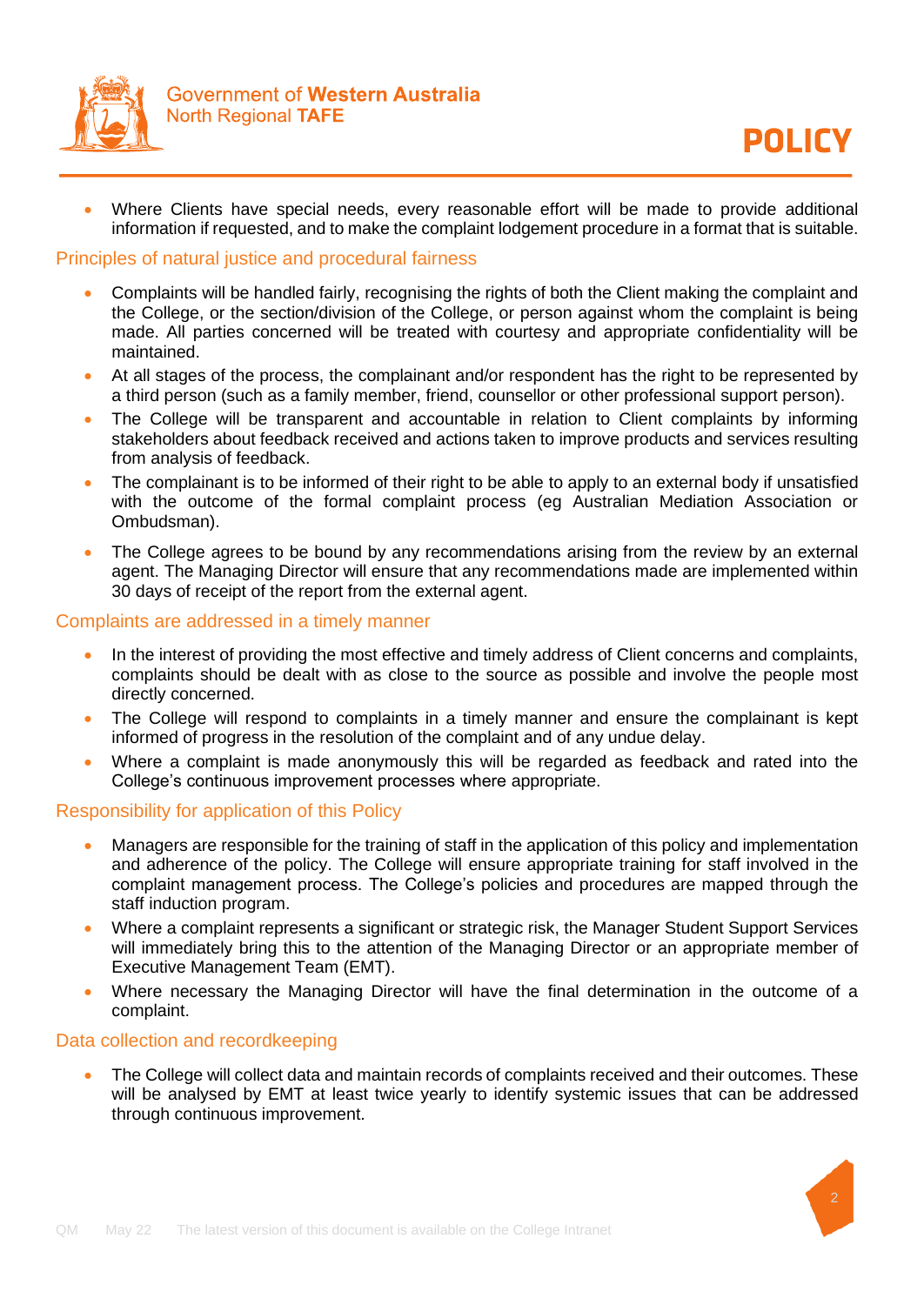- Where Clients have special needs, every reasonable effort will be made to provide additional information if requested, and to make the complaint lodgement procedure in a format that is suitable.

## Principles of natural justice and procedural fairness

- Complaints will be handled fairly, recognising the rights of both the Client making the complaint and the College, or the section/division of the College, or person against whom the complaint is being made. All parties concerned will be treated with courtesy and appropriate confidentiality will be maintained.
- At all stages of the process, the complainant and/or respondent has the right to be represented by a third person (such as a family member, friend, counsellor or other professional support person).
- The College will be transparent and accountable in relation to Client complaints by informing stakeholders about feedback received and actions taken to improve products and services resulting from analysis of feedback.
- The complainant is to be informed of their right to be able to apply to an external body if unsatisfied with the outcome of the formal complaint process (eg Australian Mediation Association or Ombudsman).
- The College agrees to be bound by any recommendations arising from the review by an external agent. The Managing Director will ensure that any recommendations made are implemented within 30 days of receipt of the report from the external agent.

## Complaints are addressed in a timely manner

- In the interest of providing the most effective and timely address of Client concerns and complaints, complaints should be dealt with as close to the source as possible and involve the people most directly concerned.
- The College will respond to complaints in a timely manner and ensure the complainant is kept informed of progress in the resolution of the complaint and of any undue delay.
- Where a complaint is made anonymously this will be regarded as feedback and rated into the College's continuous improvement processes where appropriate.

## Responsibility for application of this Policy

- Managers are responsible for the training of staff in the application of this policy and implementation and adherence of the policy. The College will ensure appropriate training for staff involved in the complaint management process. The College's policies and procedures are mapped through the staff induction program.
- Where a complaint represents a significant or strategic risk, the Manager Student Support Services will immediately bring this to the attention of the Managing Director or an appropriate member of Executive Management Team (EMT).
- Where necessary the Managing Director will have the final determination in the outcome of a complaint.

## Data collection and recordkeeping

- The College will collect data and maintain records of complaints received and their outcomes. These will be analysed by EMT at least twice yearly to identify systemic issues that can be addressed through continuous improvement.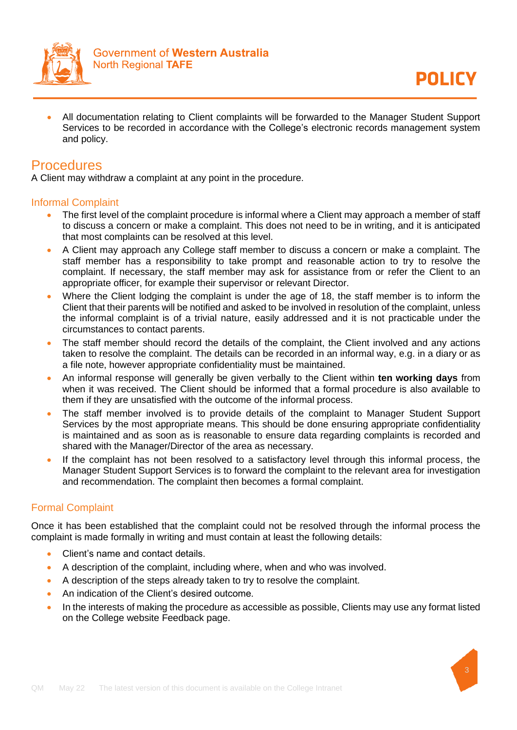- All documentation relating to Client complaints will be forwarded to the Manager Student Support Services to be recorded in accordance with the College's electronic records management system and policy.

## Procedures

A Client may withdraw a complaint at any point in the procedure.

### Informal Complaint

- The first level of the complaint procedure is informal where a Client may approach a member of staff to discuss a concern or make a complaint. This does not need to be in writing, and it is anticipated that most complaints can be resolved at this level.
- A Client may approach any College staff member to discuss a concern or make a complaint. The staff member has a responsibility to take prompt and reasonable action to try to resolve the complaint. If necessary, the staff member may ask for assistance from or refer the Client to an appropriate officer, for example their supervisor or relevant Director.
- Where the Client lodging the complaint is under the age of 18, the staff member is to inform the Client that their parents will be notified and asked to be involved in resolution of the complaint, unless the informal complaint is of a trivial nature, easily addressed and it is not practicable under the circumstances to contact parents.
- The staff member should record the details of the complaint, the Client involved and any actions taken to resolve the complaint. The details can be recorded in an informal way, e.g. in a diary or as a file note, however appropriate confidentiality must be maintained.
- An informal response will generally be given verbally to the Client within **ten working days** from when it was received. The Client should be informed that a formal procedure is also available to them if they are unsatisfied with the outcome of the informal process.
- The staff member involved is to provide details of the complaint to Manager Student Support Services by the most appropriate means. This should be done ensuring appropriate confidentiality is maintained and as soon as is reasonable to ensure data regarding complaints is recorded and shared with the Manager/Director of the area as necessary.
- If the complaint has not been resolved to a satisfactory level through this informal process, the Manager Student Support Services is to forward the complaint to the relevant area for investigation and recommendation. The complaint then becomes a formal complaint.

### Formal Complaint

Once it has been established that the complaint could not be resolved through the informal process the complaint is made formally in writing and must contain at least the following details:

- Client's name and contact details.
- A description of the complaint, including where, when and who was involved.
- A description of the steps already taken to try to resolve the complaint.
- An indication of the Client's desired outcome.
- In the interests of making the procedure as accessible as possible, Clients may use any format listed on the College website Feedback page.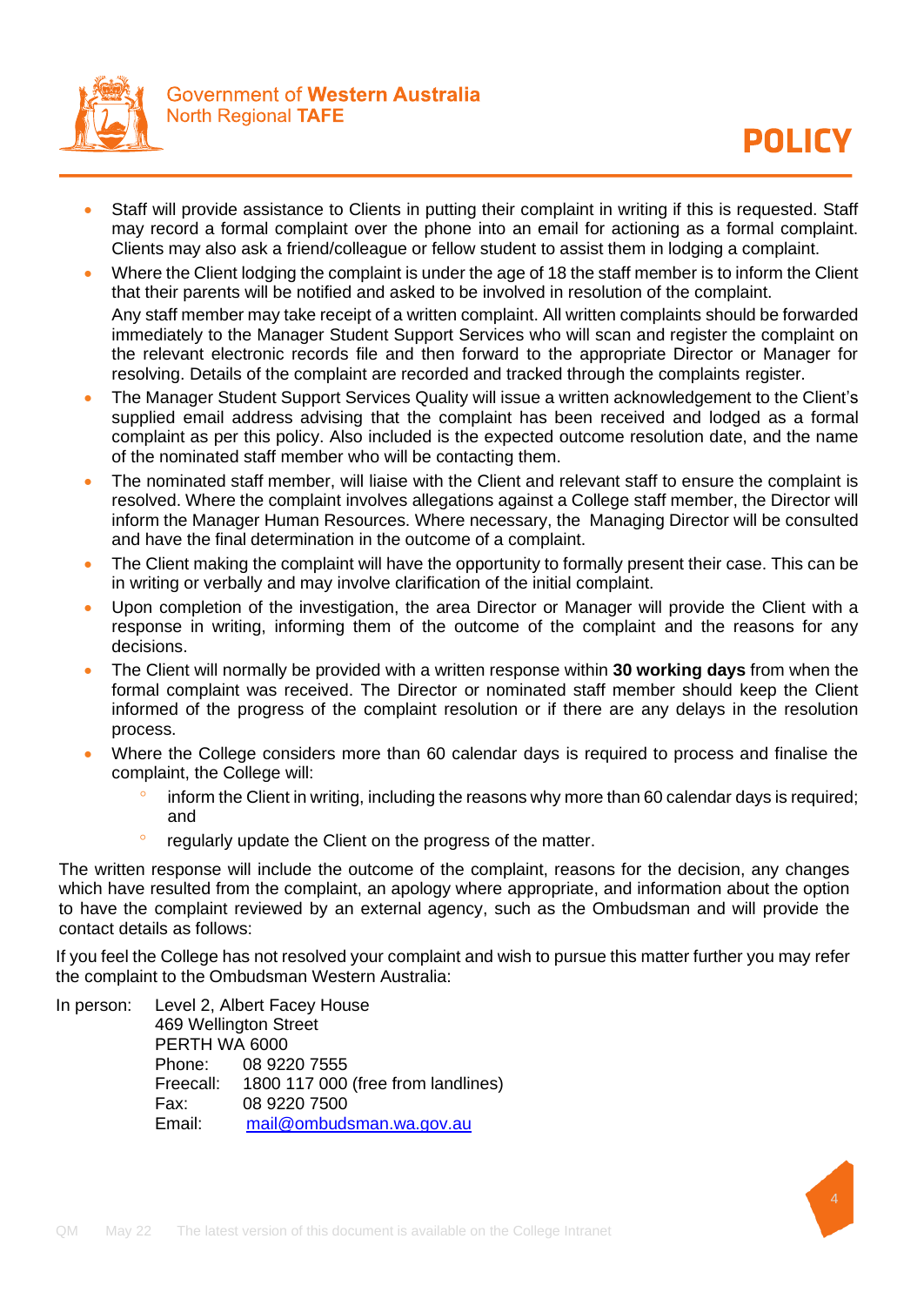- Staff will provide assistance to Clients in putting their complaint in writing if this is requested. Staff may record a formal complaint over the phone into an email for actioning as a formal complaint. Clients may also ask a friend/colleague or fellow student to assist them in lodging a complaint.
- Where the Client lodging the complaint is under the age of 18 the staff member is to inform the Client that their parents will be notified and asked to be involved in resolution of the complaint.

  Any staff member may take receipt of a written complaint. All written complaints should be forwarded immediately to the Manager Student Support Services who will scan and register the complaint on the relevant electronic records file and then forward to the appropriate Director or Manager for resolving. Details of the complaint are recorded and tracked through the complaints register.
- The Manager Student Support Services Quality will issue a written acknowledgement to the Client's supplied email address advising that the complaint has been received and lodged as a formal complaint as per this policy. Also included is the expected outcome resolution date, and the name of the nominated staff member who will be contacting them.
- The nominated staff member, will liaise with the Client and relevant staff to ensure the complaint is resolved. Where the complaint involves allegations against a College staff member, the Director will inform the Manager Human Resources. Where necessary, the Managing Director will be consulted and have the final determination in the outcome of a complaint.
- The Client making the complaint will have the opportunity to formally present their case. This can be in writing or verbally and may involve clarification of the initial complaint.
- Upon completion of the investigation, the area Director or Manager will provide the Client with a response in writing, informing them of the outcome of the complaint and the reasons for any decisions.
- The Client will normally be provided with a written response within **30 working days** from when the formal complaint was received. The Director or nominated staff member should keep the Client informed of the progress of the complaint resolution or if there are any delays in the resolution process.
- Where the College considers more than 60 calendar days is required to process and finalise the complaint, the College will:
  - inform the Client in writing, including the reasons why more than 60 calendar days is required; and
  - regularly update the Client on the progress of the matter.

The written response will include the outcome of the complaint, reasons for the decision, any changes which have resulted from the complaint, an apology where appropriate, and information about the option to have the complaint reviewed by an external agency, such as the Ombudsman and will provide the contact details as follows:

If you feel the College has not resolved your complaint and wish to pursue this matter further you may refer the complaint to the Ombudsman Western Australia:

In person: Level 2, Albert Facey House
469 Wellington Street
PERTH WA 6000
Phone: 08 9220 7555
Freecall: 1800 117 000 (free from landlines)
Fax: 08 9220 7500
Email: mail@ombudsman.wa.gov.au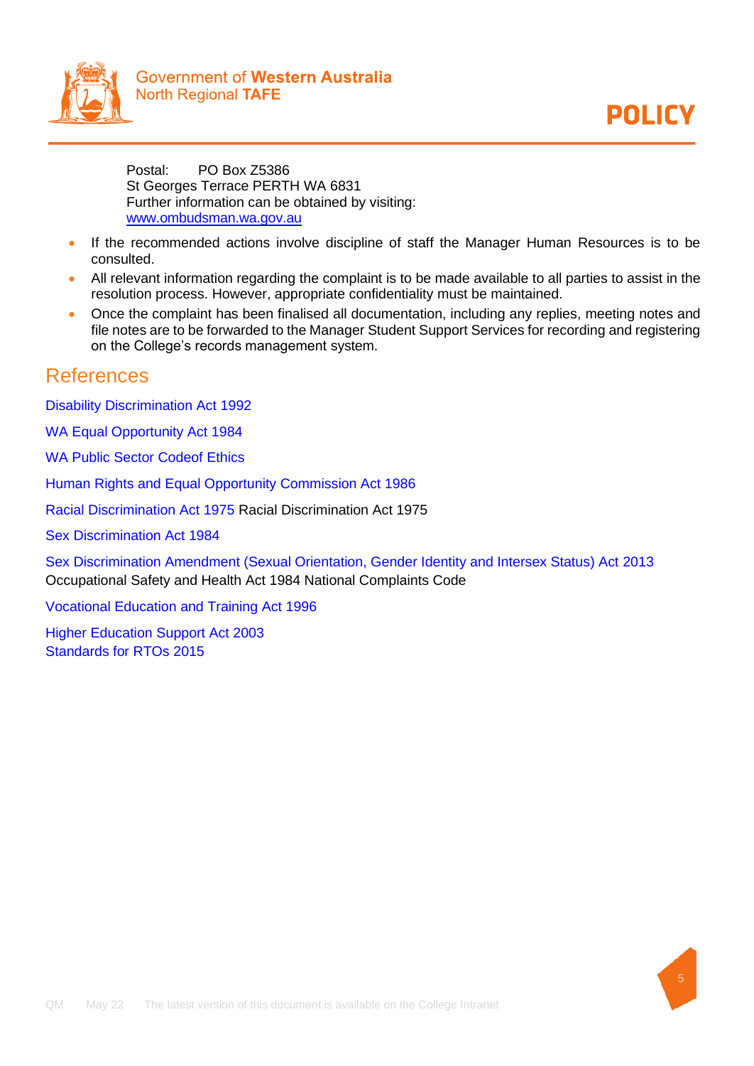Postal: PO Box Z5386
St Georges Terrace PERTH WA 6831
Further information can be obtained by visiting:
www.ombudsman.wa.gov.au

- If the recommended actions involve discipline of staff the Manager Human Resources is to be consulted.
- All relevant information regarding the complaint is to be made available to all parties to assist in the resolution process. However, appropriate confidentiality must be maintained.
- Once the complaint has been finalised all documentation, including any replies, meeting notes and file notes are to be forwarded to the Manager Student Support Services for recording and registering on the College's records management system.

## References

Disability Discrimination Act 1992

WA Equal Opportunity Act 1984

WA Public Sector Codeof Ethics

Human Rights and Equal Opportunity Commission Act 1986

Racial Discrimination Act 1975 Racial Discrimination Act 1975

Sex Discrimination Act 1984

Sex Discrimination Amendment (Sexual Orientation, Gender Identity and Intersex Status) Act 2013
Occupational Safety and Health Act 1984 National Complaints Code

Vocational Education and Training Act 1996

Higher Education Support Act 2003
Standards for RTOs 2015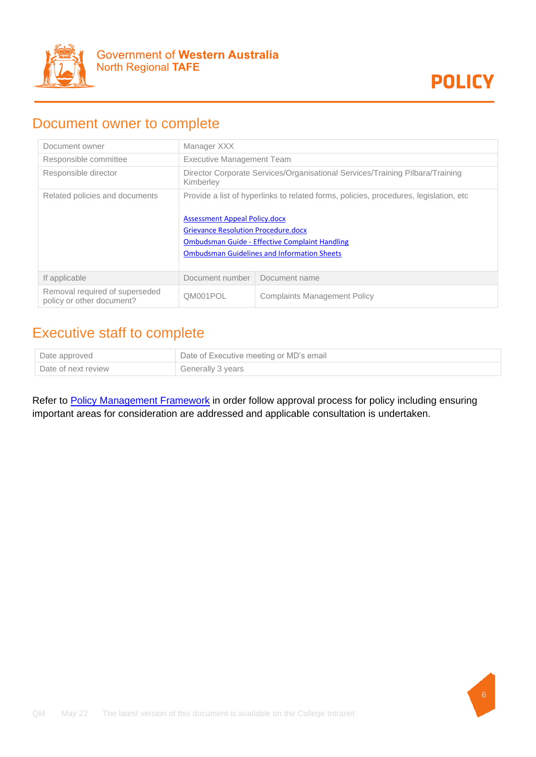## Document owner to complete

| | | |
|---|---|---|
| Document owner | Manager XXX | |
| Responsible committee | Executive Management Team | |
| Responsible director | Director Corporate Services/Organisational Services/Training Pilbara/Training Kimberley | |
| Related policies and documents | Provide a list of hyperlinks to related forms, policies, procedures, legislation, etc<br><br>Assessment Appeal Policy.docx<br>Grievance Resolution Procedure.docx<br>Ombudsman Guide - Effective Complaint Handling<br>Ombudsman Guidelines and Information Sheets | |
| If applicable | Document number | Document name |
| Removal required of superseded policy or other document? | QM001POL | Complaints Management Policy |

## Executive staff to complete

| | |
|---|---|
| Date approved | Date of Executive meeting or MD's email |
| Date of next review | Generally 3 years |

Refer to Policy Management Framework in order follow approval process for policy including ensuring important areas for consideration are addressed and applicable consultation is undertaken.